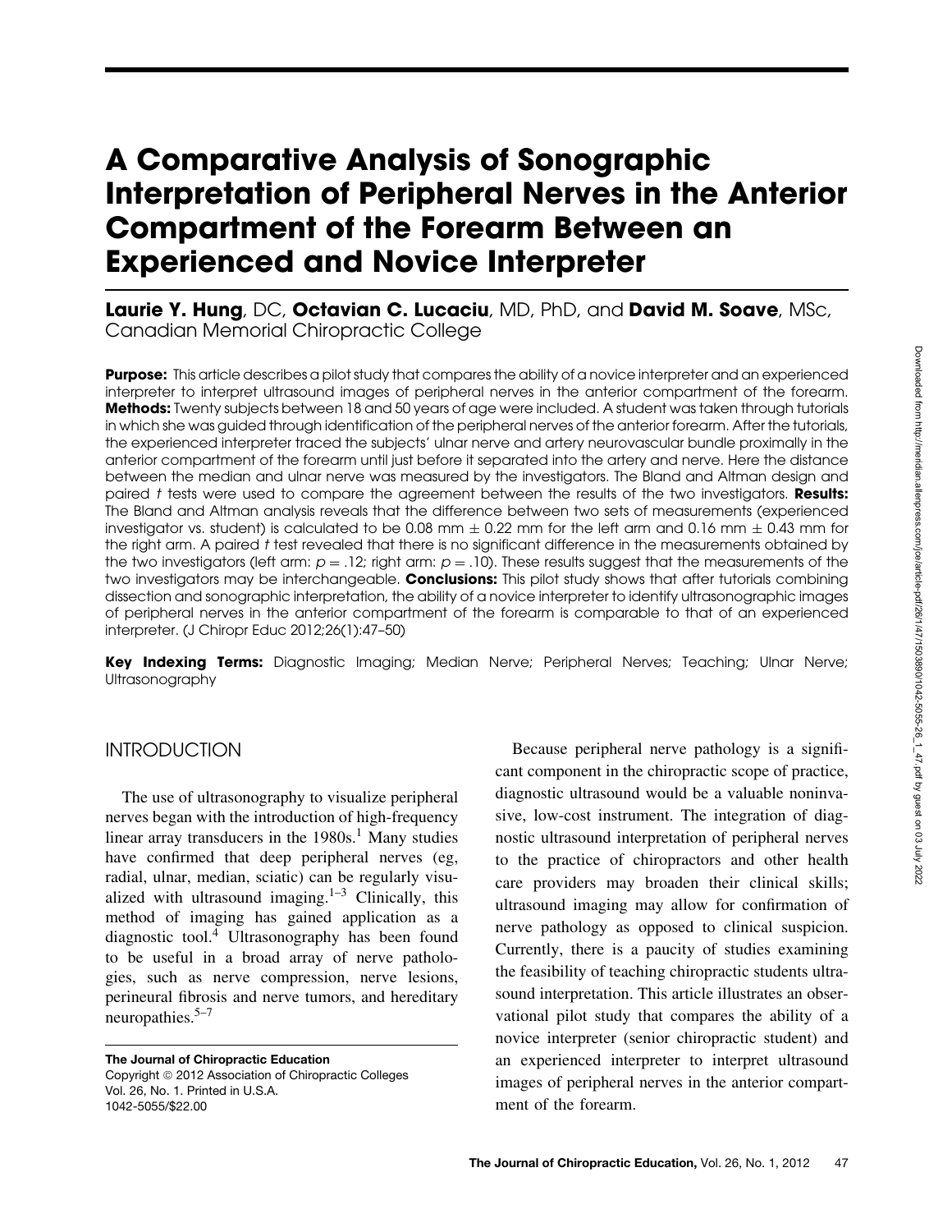# A Comparative Analysis of Sonographic Interpretation of Peripheral Nerves in the Anterior Compartment of the Forearm Between an Experienced and Novice Interpreter

**Laurie Y. Hung**, DC, **Octavian C. Lucaciu**, MD, PhD, and **David M. Soave**, MSc, Canadian Memorial Chiropractic College

**Purpose:** This article describes a pilot study that compares the ability of a novice interpreter and an experienced interpreter to interpret ultrasound images of peripheral nerves in the anterior compartment of the forearm. **Methods:** Twenty subjects between 18 and 50 years of age were included. A student was taken through tutorials in which she was guided through identification of the peripheral nerves of the anterior forearm. After the tutorials, the experienced interpreter traced the subjects' ulnar nerve and artery neurovascular bundle proximally in the anterior compartment of the forearm until just before it separated into the artery and nerve. Here the distance between the median and ulnar nerve was measured by the investigators. The Bland and Altman design and paired *t* tests were used to compare the agreement between the results of the two investigators. **Results:** The Bland and Altman analysis reveals that the difference between two sets of measurements (experienced investigator vs. student) is calculated to be 0.08 mm ± 0.22 mm for the left arm and 0.16 mm ± 0.43 mm for the right arm. A paired *t* test revealed that there is no significant difference in the measurements obtained by the two investigators (left arm: $p = .12$; right arm: $p = .10$). These results suggest that the measurements of the two investigators may be interchangeable. **Conclusions:** This pilot study shows that after tutorials combining dissection and sonographic interpretation, the ability of a novice interpreter to identify ultrasonographic images of peripheral nerves in the anterior compartment of the forearm is comparable to that of an experienced interpreter. (J Chiropr Educ 2012;26(1):47–50)

**Key Indexing Terms:** Diagnostic Imaging; Median Nerve; Peripheral Nerves; Teaching; Ulnar Nerve; Ultrasonography

## INTRODUCTION

The use of ultrasonography to visualize peripheral nerves began with the introduction of high-frequency linear array transducers in the 1980s.[1] Many studies have confirmed that deep peripheral nerves (eg, radial, ulnar, median, sciatic) can be regularly visualized with ultrasound imaging.[1–3] Clinically, this method of imaging has gained application as a diagnostic tool.[4] Ultrasonography has been found to be useful in a broad array of nerve pathologies, such as nerve compression, nerve lesions, perineural fibrosis and nerve tumors, and hereditary neuropathies.[5–7]

Because peripheral nerve pathology is a significant component in the chiropractic scope of practice, diagnostic ultrasound would be a valuable noninvasive, low-cost instrument. The integration of diagnostic ultrasound interpretation of peripheral nerves to the practice of chiropractors and other health care providers may broaden their clinical skills; ultrasound imaging may allow for confirmation of nerve pathology as opposed to clinical suspicion. Currently, there is a paucity of studies examining the feasibility of teaching chiropractic students ultrasound interpretation. This article illustrates an observational pilot study that compares the ability of a novice interpreter (senior chiropractic student) and an experienced interpreter to interpret ultrasound images of peripheral nerves in the anterior compartment of the forearm.

The Journal of Chiropractic Education
Copyright © 2012 Association of Chiropractic Colleges
Vol. 26, No. 1. Printed in U.S.A.
1042-5055/$22.00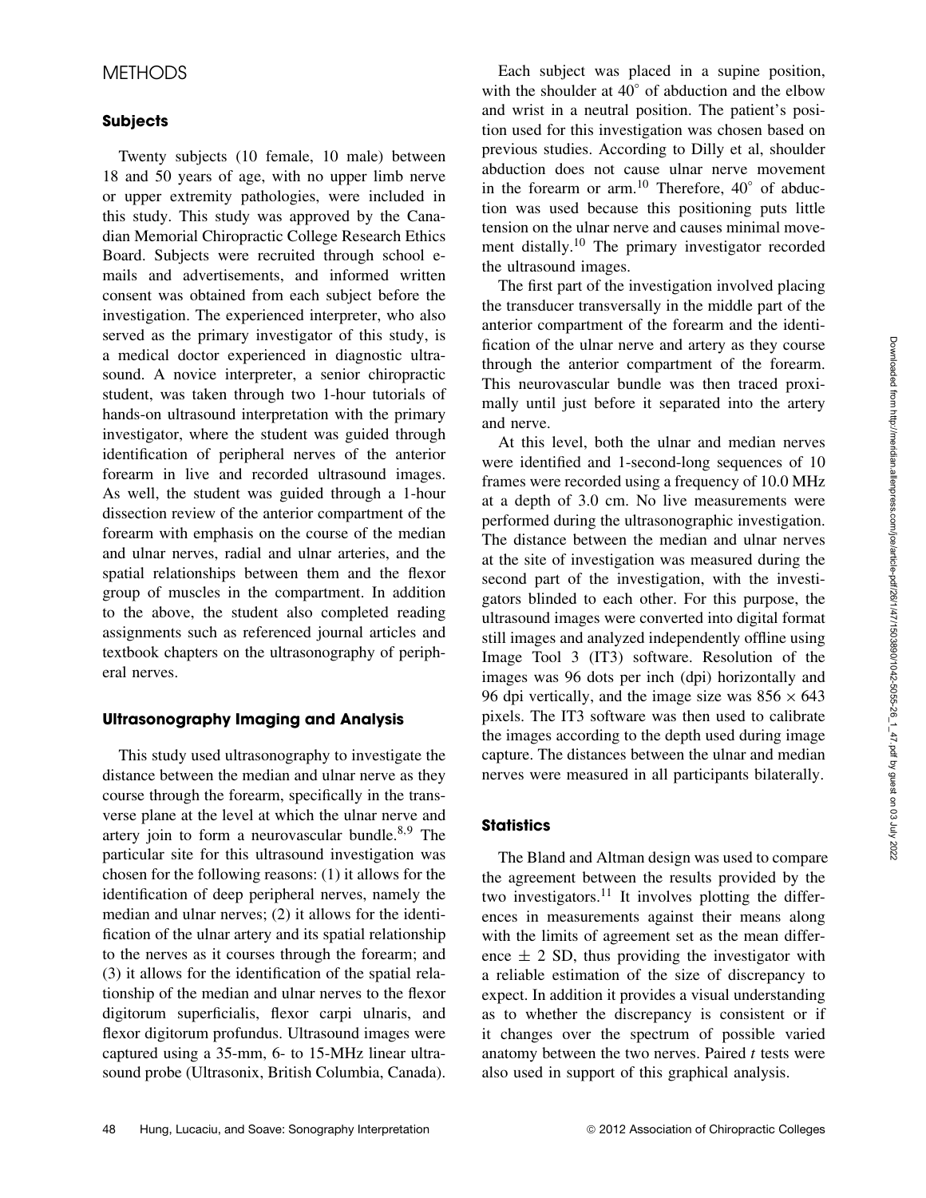## METHODS

### Subjects

Twenty subjects (10 female, 10 male) between 18 and 50 years of age, with no upper limb nerve or upper extremity pathologies, were included in this study. This study was approved by the Canadian Memorial Chiropractic College Research Ethics Board. Subjects were recruited through school e-mails and advertisements, and informed written consent was obtained from each subject before the investigation. The experienced interpreter, who also served as the primary investigator of this study, is a medical doctor experienced in diagnostic ultrasound. A novice interpreter, a senior chiropractic student, was taken through two 1-hour tutorials of hands-on ultrasound interpretation with the primary investigator, where the student was guided through identification of peripheral nerves of the anterior forearm in live and recorded ultrasound images. As well, the student was guided through a 1-hour dissection review of the anterior compartment of the forearm with emphasis on the course of the median and ulnar nerves, radial and ulnar arteries, and the spatial relationships between them and the flexor group of muscles in the compartment. In addition to the above, the student also completed reading assignments such as referenced journal articles and textbook chapters on the ultrasonography of peripheral nerves.

### Ultrasonography Imaging and Analysis

This study used ultrasonography to investigate the distance between the median and ulnar nerve as they course through the forearm, specifically in the transverse plane at the level at which the ulnar nerve and artery join to form a neurovascular bundle.[8,9] The particular site for this ultrasound investigation was chosen for the following reasons: (1) it allows for the identification of deep peripheral nerves, namely the median and ulnar nerves; (2) it allows for the identification of the ulnar artery and its spatial relationship to the nerves as it courses through the forearm; and (3) it allows for the identification of the spatial relationship of the median and ulnar nerves to the flexor digitorum superficialis, flexor carpi ulnaris, and flexor digitorum profundus. Ultrasound images were captured using a 35-mm, 6- to 15-MHz linear ultrasound probe (Ultrasonix, British Columbia, Canada).

Each subject was placed in a supine position, with the shoulder at 40° of abduction and the elbow and wrist in a neutral position. The patient's position used for this investigation was chosen based on previous studies. According to Dilly et al, shoulder abduction does not cause ulnar nerve movement in the forearm or arm.[10] Therefore, 40° of abduction was used because this positioning puts little tension on the ulnar nerve and causes minimal movement distally.[10] The primary investigator recorded the ultrasound images.

The first part of the investigation involved placing the transducer transversally in the middle part of the anterior compartment of the forearm and the identification of the ulnar nerve and artery as they course through the anterior compartment of the forearm. This neurovascular bundle was then traced proximally until just before it separated into the artery and nerve.

At this level, both the ulnar and median nerves were identified and 1-second-long sequences of 10 frames were recorded using a frequency of 10.0 MHz at a depth of 3.0 cm. No live measurements were performed during the ultrasonographic investigation. The distance between the median and ulnar nerves at the site of investigation was measured during the second part of the investigation, with the investigators blinded to each other. For this purpose, the ultrasound images were converted into digital format still images and analyzed independently offline using Image Tool 3 (IT3) software. Resolution of the images was 96 dots per inch (dpi) horizontally and 96 dpi vertically, and the image size was $856 \times 643$ pixels. The IT3 software was then used to calibrate the images according to the depth used during image capture. The distances between the ulnar and median nerves were measured in all participants bilaterally.

### Statistics

The Bland and Altman design was used to compare the agreement between the results provided by the two investigators.[11] It involves plotting the differences in measurements against their means along with the limits of agreement set as the mean difference $\pm$ 2 SD, thus providing the investigator with a reliable estimation of the size of discrepancy to expect. In addition it provides a visual understanding as to whether the discrepancy is consistent or if it changes over the spectrum of possible varied anatomy between the two nerves. Paired *t* tests were also used in support of this graphical analysis.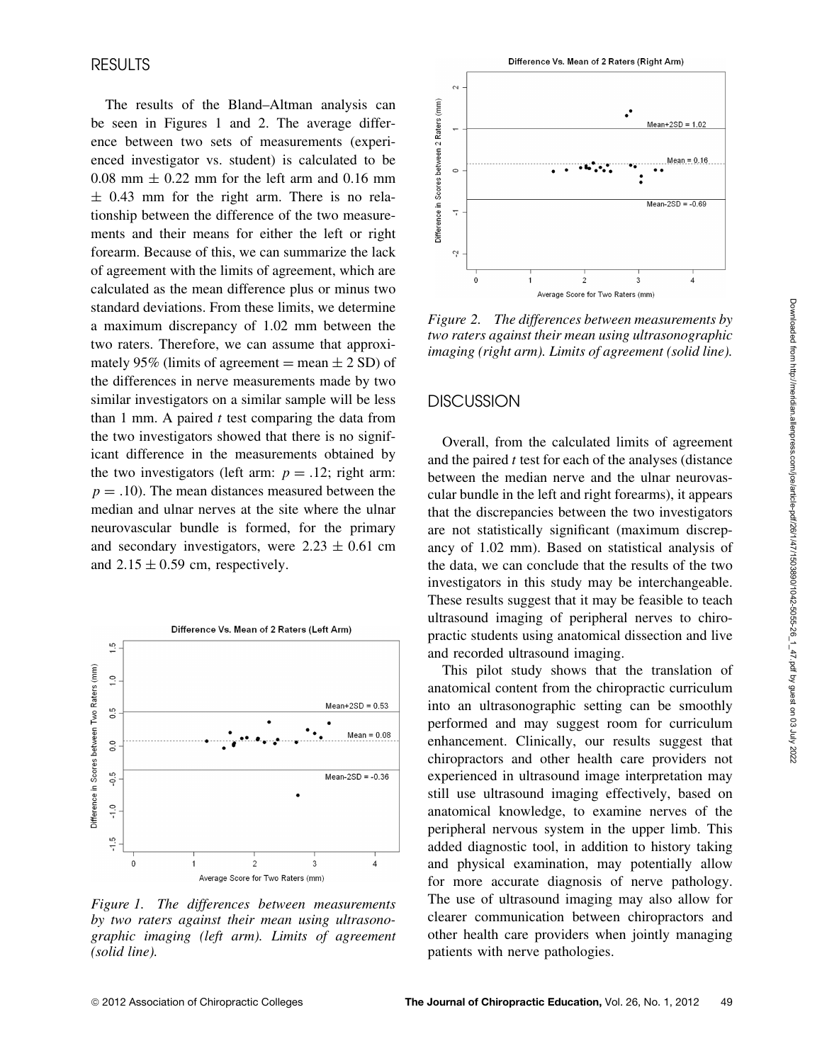## RESULTS

The results of the Bland–Altman analysis can be seen in Figures 1 and 2. The average difference between two sets of measurements (experienced investigator vs. student) is calculated to be 0.08 mm $\pm$ 0.22 mm for the left arm and 0.16 mm $\pm$ 0.43 mm for the right arm. There is no relationship between the difference of the two measurements and their means for either the left or right forearm. Because of this, we can summarize the lack of agreement with the limits of agreement, which are calculated as the mean difference plus or minus two standard deviations. From these limits, we determine a maximum discrepancy of 1.02 mm between the two raters. Therefore, we can assume that approximately 95% (limits of agreement = mean $\pm$ 2 SD) of the differences in nerve measurements made by two similar investigators on a similar sample will be less than 1 mm. A paired *t* test comparing the data from the two investigators showed that there is no significant difference in the measurements obtained by the two investigators (left arm: $p = .12$; right arm: $p = .10$). The mean distances measured between the median and ulnar nerves at the site where the ulnar neurovascular bundle is formed, for the primary and secondary investigators, were 2.23 $\pm$ 0.61 cm and 2.15 $\pm$ 0.59 cm, respectively.

*Figure 1. The differences between measurements by two raters against their mean using ultrasonographic imaging (left arm). Limits of agreement (solid line).*

*Figure 2. The differences between measurements by two raters against their mean using ultrasonographic imaging (right arm). Limits of agreement (solid line).*

## DISCUSSION

Overall, from the calculated limits of agreement and the paired *t* test for each of the analyses (distance between the median nerve and the ulnar neurovascular bundle in the left and right forearms), it appears that the discrepancies between the two investigators are not statistically significant (maximum discrepancy of 1.02 mm). Based on statistical analysis of the data, we can conclude that the results of the two investigators in this study may be interchangeable. These results suggest that it may be feasible to teach ultrasound imaging of peripheral nerves to chiropractic students using anatomical dissection and live and recorded ultrasound imaging.

This pilot study shows that the translation of anatomical content from the chiropractic curriculum into an ultrasonographic setting can be smoothly performed and may suggest room for curriculum enhancement. Clinically, our results suggest that chiropractors and other health care providers not experienced in ultrasound image interpretation may still use ultrasound imaging effectively, based on anatomical knowledge, to examine nerves of the peripheral nervous system in the upper limb. This added diagnostic tool, in addition to history taking and physical examination, may potentially allow for more accurate diagnosis of nerve pathology. The use of ultrasound imaging may also allow for clearer communication between chiropractors and other health care providers when jointly managing patients with nerve pathologies.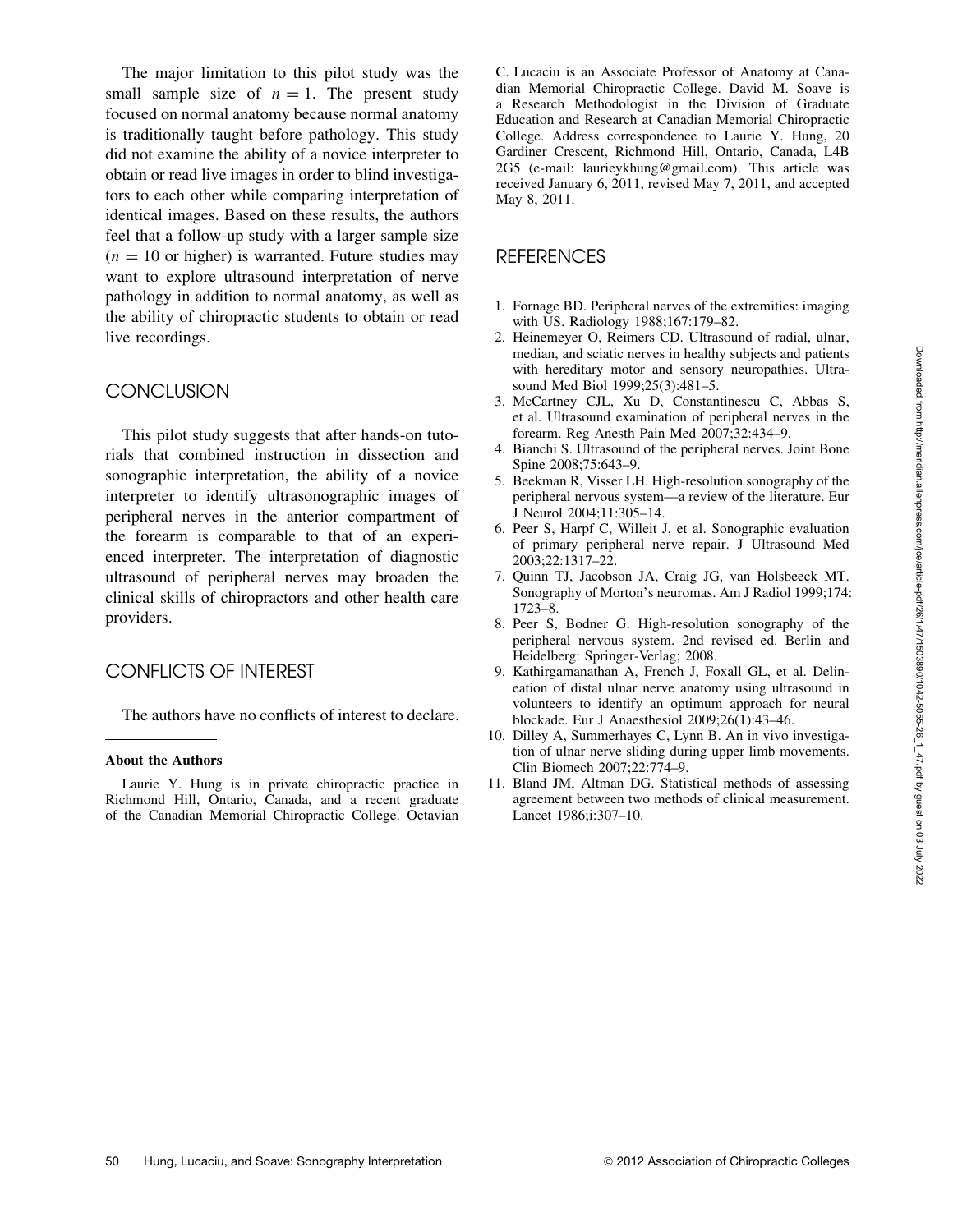The major limitation to this pilot study was the small sample size of $n = 1$. The present study focused on normal anatomy because normal anatomy is traditionally taught before pathology. This study did not examine the ability of a novice interpreter to obtain or read live images in order to blind investigators to each other while comparing interpretation of identical images. Based on these results, the authors feel that a follow-up study with a larger sample size ($n = 10$ or higher) is warranted. Future studies may want to explore ultrasound interpretation of nerve pathology in addition to normal anatomy, as well as the ability of chiropractic students to obtain or read live recordings.

## CONCLUSION

This pilot study suggests that after hands-on tutorials that combined instruction in dissection and sonographic interpretation, the ability of a novice interpreter to identify ultrasonographic images of peripheral nerves in the anterior compartment of the forearm is comparable to that of an experienced interpreter. The interpretation of diagnostic ultrasound of peripheral nerves may broaden the clinical skills of chiropractors and other health care providers.

## CONFLICTS OF INTEREST

The authors have no conflicts of interest to declare.

---

**About the Authors**

Laurie Y. Hung is in private chiropractic practice in Richmond Hill, Ontario, Canada, and a recent graduate of the Canadian Memorial Chiropractic College. Octavian C. Lucaciu is an Associate Professor of Anatomy at Canadian Memorial Chiropractic College. David M. Soave is a Research Methodologist in the Division of Graduate Education and Research at Canadian Memorial Chiropractic College. Address correspondence to Laurie Y. Hung, 20 Gardiner Crescent, Richmond Hill, Ontario, Canada, L4B 2G5 (e-mail: laurieykhung@gmail.com). This article was received January 6, 2011, revised May 7, 2011, and accepted May 8, 2011.

## REFERENCES

1. Fornage BD. Peripheral nerves of the extremities: imaging with US. Radiology 1988;167:179–82.
2. Heinemeyer O, Reimers CD. Ultrasound of radial, ulnar, median, and sciatic nerves in healthy subjects and patients with hereditary motor and sensory neuropathies. Ultrasound Med Biol 1999;25(3):481–5.
3. McCartney CJL, Xu D, Constantinescu C, Abbas S, et al. Ultrasound examination of peripheral nerves in the forearm. Reg Anesth Pain Med 2007;32:434–9.
4. Bianchi S. Ultrasound of the peripheral nerves. Joint Bone Spine 2008;75:643–9.
5. Beekman R, Visser LH. High-resolution sonography of the peripheral nervous system—a review of the literature. Eur J Neurol 2004;11:305–14.
6. Peer S, Harpf C, Willeit J, et al. Sonographic evaluation of primary peripheral nerve repair. J Ultrasound Med 2003;22:1317–22.
7. Quinn TJ, Jacobson JA, Craig JG, van Holsbeeck MT. Sonography of Morton's neuromas. Am J Radiol 1999;174: 1723–8.
8. Peer S, Bodner G. High-resolution sonography of the peripheral nervous system. 2nd revised ed. Berlin and Heidelberg: Springer-Verlag; 2008.
9. Kathirgamanathan A, French J, Foxall GL, et al. Delineation of distal ulnar nerve anatomy using ultrasound in volunteers to identify an optimum approach for neural blockade. Eur J Anaesthesiol 2009;26(1):43–46.
10. Dilley A, Summerhayes C, Lynn B. An in vivo investigation of ulnar nerve sliding during upper limb movements. Clin Biomech 2007;22:774–9.
11. Bland JM, Altman DG. Statistical methods of assessing agreement between two methods of clinical measurement. Lancet 1986;i:307–10.